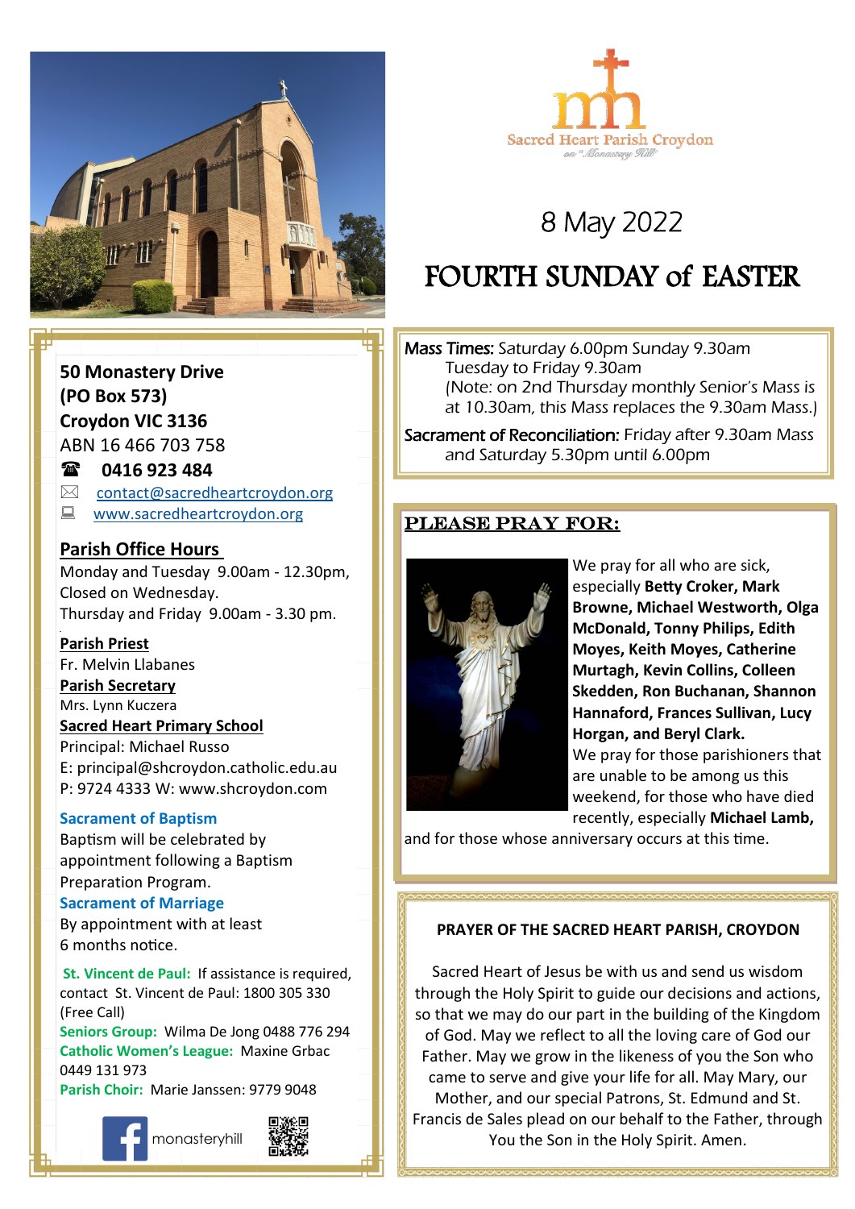Sacred Heart Parish Croydon
on "Monastery Hill"

# 8 May 2022

# FOURTH SUNDAY of EASTER

**50 Monastery Drive**
**(PO Box 573)**
**Croydon VIC 3136**
ABN 16 466 703 758
☎ **0416 923 484**
✉ contact@sacredheartcroydon.org
www.sacredheartcroydon.org

**Parish Office Hours**
Monday and Tuesday 9.00am - 12.30pm,
Closed on Wednesday.
Thursday and Friday 9.00am - 3.30 pm.

**Parish Priest**
Fr. Melvin Llabanes
**Parish Secretary**
Mrs. Lynn Kuczera
**Sacred Heart Primary School**
Principal: Michael Russo
E: principal@shcroydon.catholic.edu.au
P: 9724 4333 W: www.shcroydon.com

**Sacrament of Baptism**
Baptism will be celebrated by appointment following a Baptism Preparation Program.
**Sacrament of Marriage**
By appointment with at least 6 months notice.

**St. Vincent de Paul:** If assistance is required, contact St. Vincent de Paul: 1800 305 330 (Free Call)
**Seniors Group:** Wilma De Jong 0488 776 294
**Catholic Women's League:** Maxine Grbac 0449 131 973
**Parish Choir:** Marie Janssen: 9779 9048

monasteryhill

Mass Times: Saturday 6.00pm Sunday 9.30am
Tuesday to Friday 9.30am
(Note: on 2nd Thursday monthly Senior's Mass is at 10.30am, this Mass replaces the 9.30am Mass.)

Sacrament of Reconciliation: Friday after 9.30am Mass and Saturday 5.30pm until 6.00pm

## PLEASE PRAY FOR:

We pray for all who are sick, especially **Betty Croker, Mark Browne, Michael Westworth, Olga McDonald, Tonny Philips, Edith Moyes, Keith Moyes, Catherine Murtagh, Kevin Collins, Colleen Skedden, Ron Buchanan, Shannon Hannaford, Frances Sullivan, Lucy Horgan, and Beryl Clark.**
We pray for those parishioners that are unable to be among us this weekend, for those who have died recently, especially **Michael Lamb,** and for those whose anniversary occurs at this time.

**PRAYER OF THE SACRED HEART PARISH, CROYDON**

Sacred Heart of Jesus be with us and send us wisdom through the Holy Spirit to guide our decisions and actions, so that we may do our part in the building of the Kingdom of God. May we reflect to all the loving care of God our Father. May we grow in the likeness of you the Son who came to serve and give your life for all. May Mary, our Mother, and our special Patrons, St. Edmund and St. Francis de Sales plead on our behalf to the Father, through You the Son in the Holy Spirit. Amen.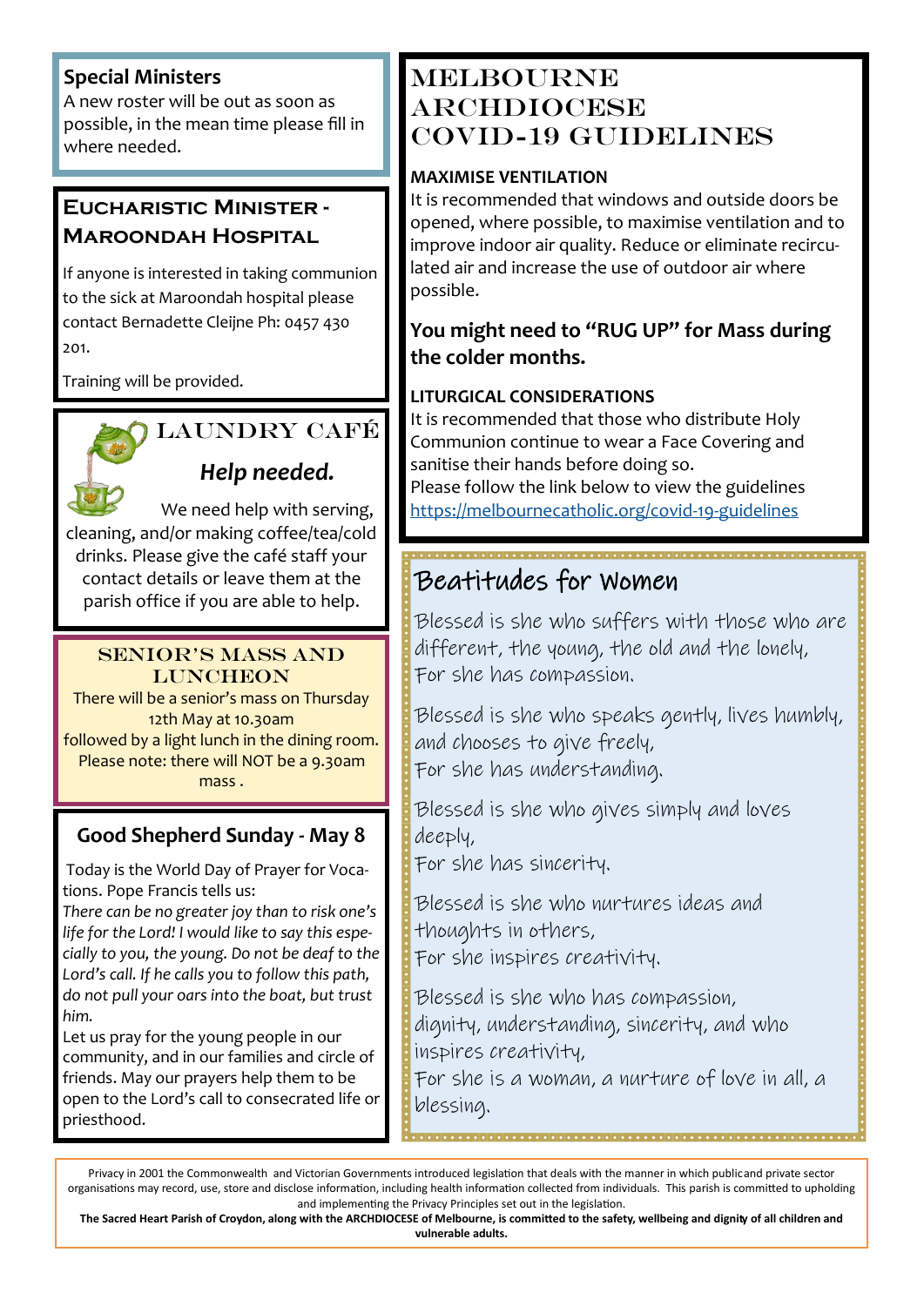## Special Ministers

A new roster will be out as soon as possible, in the mean time please fill in where needed.

## Eucharistic Minister - Maroondah Hospital

If anyone is interested in taking communion to the sick at Maroondah hospital please contact Bernadette Cleijne Ph: 0457 430 201.

Training will be provided.

## Laundry Café

***Help needed.***

We need help with serving, cleaning, and/or making coffee/tea/cold drinks. Please give the café staff your contact details or leave them at the parish office if you are able to help.

## Senior's Mass and Luncheon

There will be a senior's mass on Thursday 12th May at 10.30am followed by a light lunch in the dining room. Please note: there will NOT be a 9.30am mass .

## Good Shepherd Sunday - May 8

Today is the World Day of Prayer for Vocations. Pope Francis tells us:

*There can be no greater joy than to risk one's life for the Lord! I would like to say this especially to you, the young. Do not be deaf to the Lord's call. If he calls you to follow this path, do not pull your oars into the boat, but trust him.*

Let us pray for the young people in our community, and in our families and circle of friends. May our prayers help them to be open to the Lord's call to consecrated life or priesthood.

## Melbourne Archdiocese COVID-19 Guidelines

**MAXIMISE VENTILATION**

It is recommended that windows and outside doors be opened, where possible, to maximise ventilation and to improve indoor air quality. Reduce or eliminate recirculated air and increase the use of outdoor air where possible.

**You might need to "RUG UP" for Mass during the colder months.**

**LITURGICAL CONSIDERATIONS**

It is recommended that those who distribute Holy Communion continue to wear a Face Covering and sanitise their hands before doing so.

Please follow the link below to view the guidelines

https://melbournecatholic.org/covid-19-guidelines

## Beatitudes for Women

Blessed is she who suffers with those who are different, the young, the old and the lonely,
For she has compassion.

Blessed is she who speaks gently, lives humbly, and chooses to give freely,
For she has understanding.

Blessed is she who gives simply and loves deeply,
For she has sincerity.

Blessed is she who nurtures ideas and thoughts in others,
For she inspires creativity.

Blessed is she who has compassion, dignity, understanding, sincerity, and who inspires creativity,
For she is a woman, a nurture of love in all, a blessing.

Privacy in 2001 the Commonwealth and Victorian Governments introduced legislation that deals with the manner in which publicand private sector organisations may record, use, store and disclose information, including health information collected from individuals. This parish is committed to upholding and implementing the Privacy Principles set out in the legislation.

**The Sacred Heart Parish of Croydon, along with the ARCHDIOCESE of Melbourne, is committed to the safety, wellbeing and dignity of all children and vulnerable adults.**